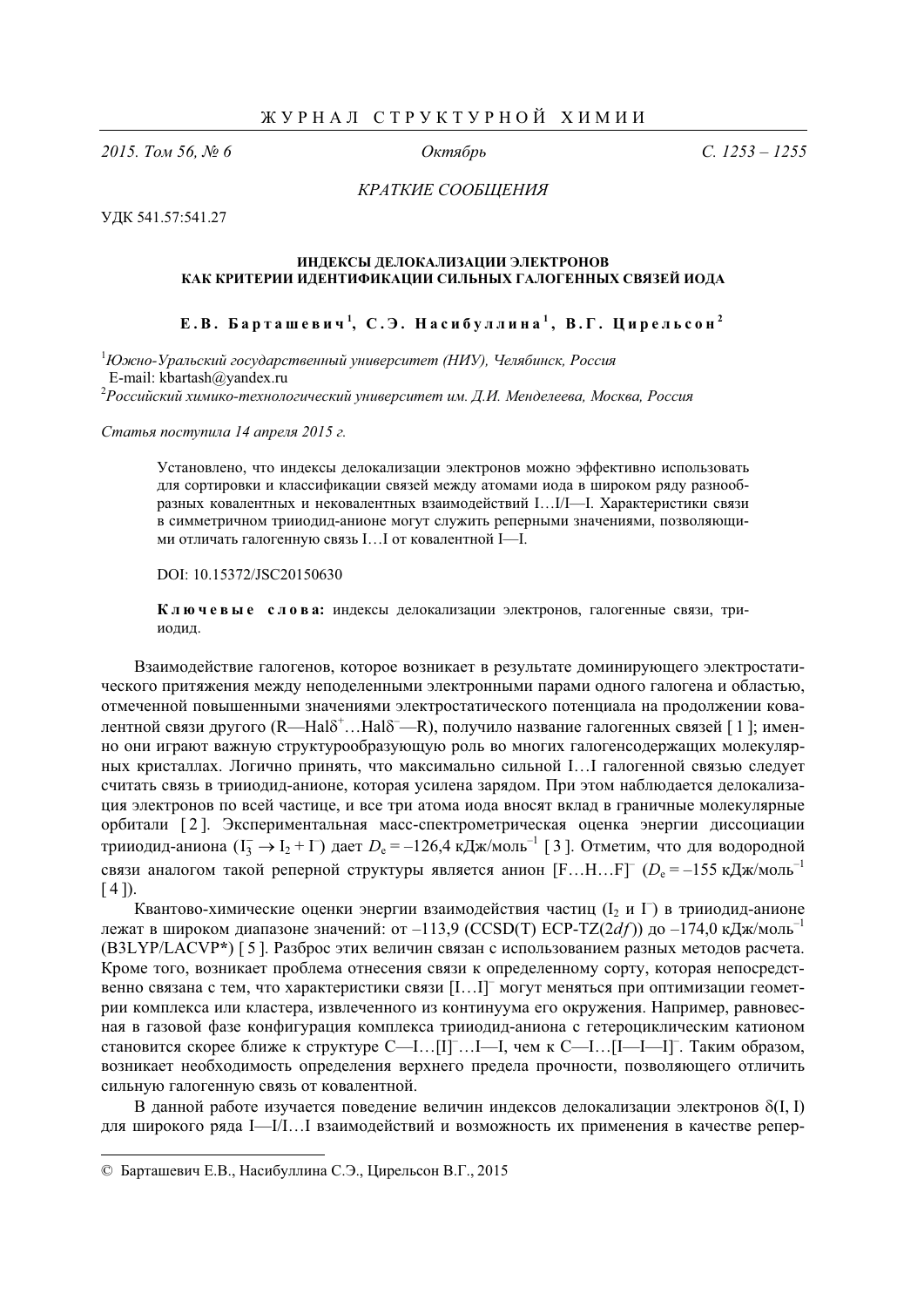*КРАТКИЕ СООБЩЕНИЯ*

УДК 541.57:541.27

# ИНДЕКСЫ ДЕЛОКАЛИЗАЦИИ ЭЛЕКТРОНОВ КАК КРИТЕРИИ ИДЕНТИФИКАЦИИ СИЛЬНЫХ ГАЛОГЕННЫХ СВЯЗЕЙ ИОДА

**Е.В. Барташевич[1], С.Э. Насибуллина[1], В.Г. Цирельсон[2]**

[1]*Южно-Уральский государственный университет (НИУ), Челябинск, Россия*
E-mail: kbartash@yandex.ru
[2]*Российский химико-технологический университет им. Д.И. Менделеева, Москва, Россия*

*Статья поступила 14 апреля 2015 г.*

Установлено, что индексы делокализации электронов можно эффективно использовать для сортировки и классификации связей между атомами иода в широком ряду разнообразных ковалентных и нековалентных взаимодействий I…I/I—I. Характеристики связи в симметричном трииодид-анионе могут служить реперными значениями, позволяющими отличать галогенную связь I…I от ковалентной I—I.

DOI: 10.15372/JSC20150630

**Ключевые слова:** индексы делокализации электронов, галогенные связи, трииодид.

Взаимодействие галогенов, которое возникает в результате доминирующего электростатического притяжения между неподеленными электронными парами одного галогена и областью, отмеченной повышенными значениями электростатического потенциала на продолжении ковалентной связи другого (R—Hal$\delta^+$…Hal$\delta^-$—R), получило название галогенных связей [1]; именно они играют важную структурообразующую роль во многих галогенсодержащих молекулярных кристаллах. Логично принять, что максимально сильной I…I галогенной связью следует считать связь в трииодид-анионе, которая усилена зарядом. При этом наблюдается делокализация электронов по всей частице, и все три атома иода вносят вклад в граничные молекулярные орбитали [2]. Экспериментальная масс-спектрометрическая оценка энергии диссоциации трииодид-аниона ($I_3^- \rightarrow I_2 + I^-$) дает $D_e = -126{,}4$ кДж/моль$^{-1}$ [3]. Отметим, что для водородной связи аналогом такой реперной структуры является анион [F…H…F]$^-$ ($D_e = -155$ кДж/моль$^{-1}$ [4]).

Квантово-химические оценки энергии взаимодействия частиц ($I_2$ и $I^-$) в трииодид-анионе лежат в широком диапазоне значений: от –113,9 (CCSD(T) ECP-TZ(2*df*)) до –174,0 кДж/моль$^{-1}$ (B3LYP/LACVP*) [5]. Разброс этих величин связан с использованием разных методов расчета. Кроме того, возникает проблема отнесения связи к определенному сорту, которая непосредственно связана с тем, что характеристики связи [I…I]$^-$ могут меняться при оптимизации геометрии комплекса или кластера, извлеченного из континуума его окружения. Например, равновесная в газовой фазе конфигурация комплекса трииодид-аниона с гетероциклическим катионом становится скорее ближе к структуре C—I…[I]$^-$…I—I, чем к C—I…[I—I—I]$^-$. Таким образом, возникает необходимость определения верхнего предела прочности, позволяющего отличить сильную галогенную связь от ковалентной.

В данной работе изучается поведение величин индексов делокализации электронов $\delta$(I, I) для широкого ряда I—I/I…I взаимодействий и возможность их применения в качестве репер-

© Барташевич Е.В., Насибуллина С.Э., Цирельсон В.Г., 2015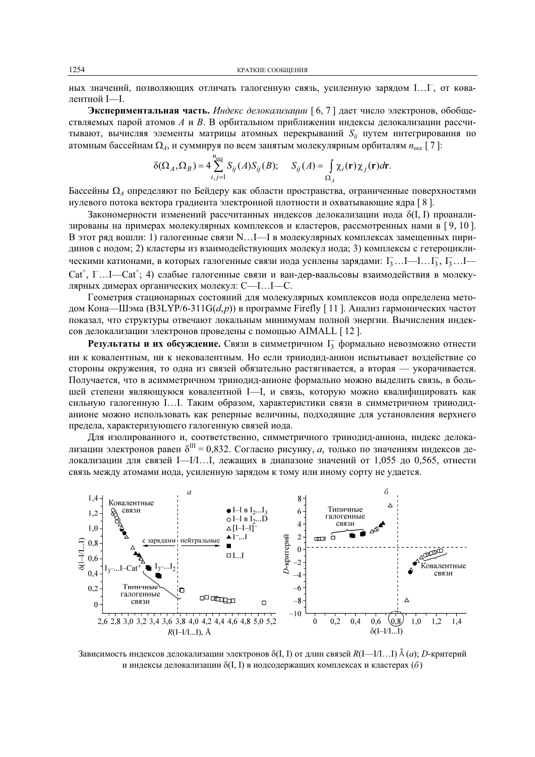ных значений, позволяющих отличать галогенную связь, усиленную зарядом I…I⁻, от ковалентной I—I.

**Экспериментальная часть.** *Индекс делокализации* [6, 7] дает число электронов, обобществляемых парой атомов *A* и *B*. В орбитальном приближении индексы делокализации рассчитывают, вычисляя элементы матрицы атомных перекрываний $S_{ij}$ путем интегрирования по атомным бассейнам $\Omega_A$, и суммируя по всем занятым молекулярным орбиталям $n_{\text{occ}}$ [7]:

$$\delta(\Omega_A, \Omega_B) = 4\sum_{i,j=1}^{n_{\text{occ}}} S_{ij}(A)S_{ij}(B); \quad S_{ij}(A) = \int_{\Omega_A} \chi_i(\mathbf{r})\chi_j(\mathbf{r})d\mathbf{r}.$$

Бассейны $\Omega_A$ определяют по Бейдеру как области пространства, ограниченные поверхностями нулевого потока вектора градиента электронной плотности и охватывающие ядра [8].

Закономерности изменений рассчитанных индексов делокализации иода δ(I, I) проанализированы на примерах молекулярных комплексов и кластеров, рассмотренных нами в [9, 10]. В этот ряд вошли: 1) галогенные связи N…I—I в молекулярных комплексах замещенных пиридинов с иодом; 2) кластеры из взаимодействующих молекул иода; 3) комплексы с гетероциклическими катионами, в которых галогенные связи иода усилены зарядами: $I_3^-$…I—I…$I_3^-$, $I_3^-$…I—Cat⁺, I⁻…I—Cat⁺; 4) слабые галогенные связи и ван-дер-ваальсовы взаимодействия в молекулярных димерах органических молекул: C—I…I—C.

Геометрия стационарных состояний для молекулярных комплексов иода определена методом Кона—Шэма (B3LYP/6-311G(*d*,*p*)) в программе Firefly [11]. Анализ гармонических частот показал, что структуры отвечают локальным минимумам полной энергии. Вычисления индексов делокализации электронов проведены с помощью AIMALL [12].

**Результаты и их обсуждение.** Связи в симметричном $I_3^-$ формально невозможно отнести ни к ковалентным, ни к нековалентным. Но если трииодид-анион испытывает воздействие со стороны окружения, то одна из связей обязательно растягивается, а вторая — укорачивается. Получается, что в асимметричном трииодид-анионе формально можно выделить связь, в большей степени являющуюся ковалентной I—I, и связь, которую можно квалифицировать как сильную галогенную I…I. Таким образом, характеристики связи в симметричном трииодид-анионе можно использовать как реперные величины, подходящие для установления верхнего предела, характеризующего галогенную связей иода.

Для изолированного и, соответственно, симметричного трииодид-аниона, индекс делокализации электронов равен $\delta^{\text{III}} = 0{,}832$. Согласно рисунку, *а*, только по значениям индексов делокализации для связей I—I/I…I, лежащих в диапазоне значений от 1,055 до 0,565, отнести связь между атомами иода, усиленную зарядом к тому или иному сорту не удается.

Зависимость индексов делокализации электронов δ(I, I) от длин связей *R*(I—I/I…I) Å (*а*); *D*-критерий и индексы делокализации δ(I, I) в иодсодержащих комплексах и кластерах (*б*)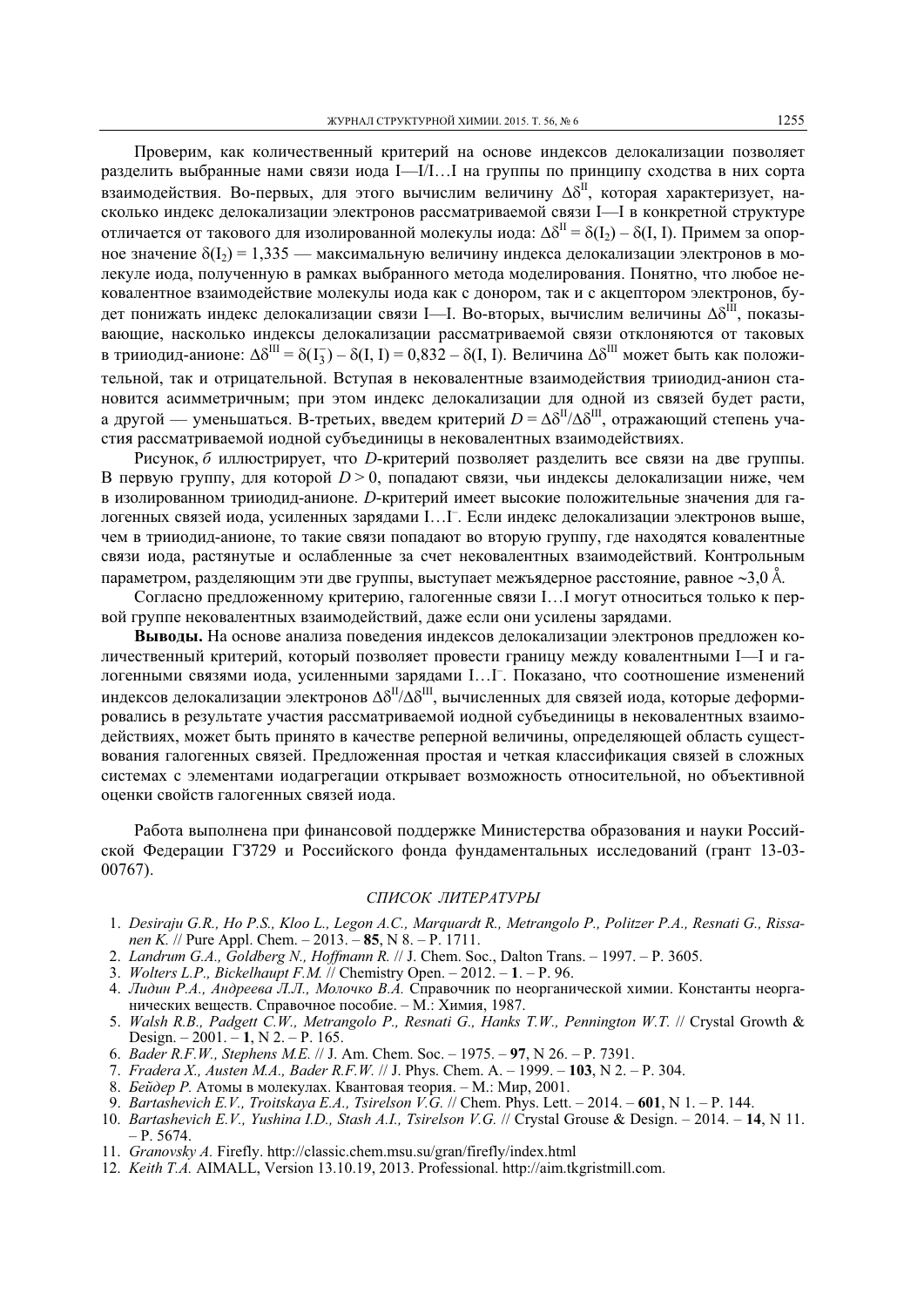Проверим, как количественный критерий на основе индексов делокализации позволяет разделить выбранные нами связи иода I—I/I…I на группы по принципу сходства в них сорта взаимодействия. Во-первых, для этого вычислим величину $\Delta\delta^{II}$, которая характеризует, насколько индекс делокализации электронов рассматриваемой связи I—I в конкретной структуре отличается от такового для изолированной молекулы иода: $\Delta\delta^{II} = \delta(I_2) - \delta(I, I)$. Примем за опорное значение $\delta(I_2) = 1{,}335$ — максимальную величину индекса делокализации электронов в молекуле иода, полученную в рамках выбранного метода моделирования. Понятно, что любое нековалентное взаимодействие молекулы иода как с донором, так и с акцептором электронов, будет понижать индекс делокализации связи I—I. Во-вторых, вычислим величины $\Delta\delta^{III}$, показывающие, насколько индексы делокализации рассматриваемой связи отклоняются от таковых в трииодид-анионе: $\Delta\delta^{III} = \delta(I_3^-) - \delta(I, I) = 0{,}832 - \delta(I, I)$. Величина $\Delta\delta^{III}$ может быть как положительной, так и отрицательной. Вступая в нековалентные взаимодействия трииодид-анион становится асимметричным; при этом индекс делокализации для одной из связей будет расти, а другой — уменьшаться. В-третьих, введем критерий $D = \Delta\delta^{II}/\Delta\delta^{III}$, отражающий степень участия рассматриваемой иодной субъединицы в нековалентных взаимодействиях.

Рисунок, *б* иллюстрирует, что *D*-критерий позволяет разделить все связи на две группы. В первую группу, для которой $D > 0$, попадают связи, чьи индексы делокализации ниже, чем в изолированном трииодид-анионе. *D*-критерий имеет высокие положительные значения для галогенных связей иода, усиленных зарядами $I…I^-$. Если индекс делокализации электронов выше, чем в трииодид-анионе, то такие связи попадают во вторую группу, где находятся ковалентные связи иода, растянутые и ослабленные за счет нековалентных взаимодействий. Контрольным параметром, разделяющим эти две группы, выступает межъядерное расстояние, равное ~3,0 Å.

Согласно предложенному критерию, галогенные связи I…I могут относиться только к первой группе нековалентных взаимодействий, даже если они усилены зарядами.

**Выводы.** На основе анализа поведения индексов делокализации электронов предложен количественный критерий, который позволяет провести границу между ковалентными I—I и галогенными связями иода, усиленными зарядами $I…I^-$. Показано, что соотношение изменений индексов делокализации электронов $\Delta\delta^{II}/\Delta\delta^{III}$, вычисленных для связей иода, которые деформировались в результате участия рассматриваемой иодной субъединицы в нековалентных взаимодействиях, может быть принято в качестве реперной величины, определяющей область существования галогенных связей. Предложенная простая и четкая классификация связей в сложных системах с элементами иодагрегации открывает возможность относительной, но объективной оценки свойств галогенных связей иода.

Работа выполнена при финансовой поддержке Министерства образования и науки Российской Федерации ГЗ729 и Российского фонда фундаментальных исследований (грант 13-03-00767).

## СПИСОК ЛИТЕРАТУРЫ

1. *Desiraju G.R., Ho P.S., Kloo L., Legon A.C., Marquardt R., Metrangolo P., Politzer P.A., Resnati G., Rissanen K.* // Pure Appl. Chem. – 2013. – **85**, N 8. – P. 1711.
2. *Landrum G.A., Goldberg N., Hoffmann R.* // J. Chem. Soc., Dalton Trans. – 1997. – P. 3605.
3. *Wolters L.P., Bickelhaupt F.M.* // Chemistry Open. – 2012. – **1**. – P. 96.
4. *Лидин Р.А., Андреева Л.Л., Молочко В.А.* Справочник по неорганической химии. Константы неорганических веществ. Справочное пособие. – М.: Химия, 1987.
5. *Walsh R.B., Padgett C.W., Metrangolo P., Resnati G., Hanks T.W., Pennington W.T.* // Crystal Growth & Design. – 2001. – **1**, N 2. – P. 165.
6. *Bader R.F.W., Stephens M.E.* // J. Am. Chem. Soc. – 1975. – **97**, N 26. – P. 7391.
7. *Fradera X., Austen M.A., Bader R.F.W.* // J. Phys. Chem. A. – 1999. – **103**, N 2. – P. 304.
8. *Бейдер Р.* Атомы в молекулах. Квантовая теория. – М.: Мир, 2001.
9. *Bartashevich E.V., Troitskaya E.A., Tsirelson V.G.* // Chem. Phys. Lett. – 2014. – **601**, N 1. – P. 144.
10. *Bartashevich E.V., Yushina I.D., Stash A.I., Tsirelson V.G.* // Crystal Grouse & Design. – 2014. – **14**, N 11. – P. 5674.
11. *Granovsky A.* Firefly. http://classic.chem.msu.su/gran/firefly/index.html
12. *Keith T.A.* AIMALL, Version 13.10.19, 2013. Professional. http://aim.tkgristmill.com.